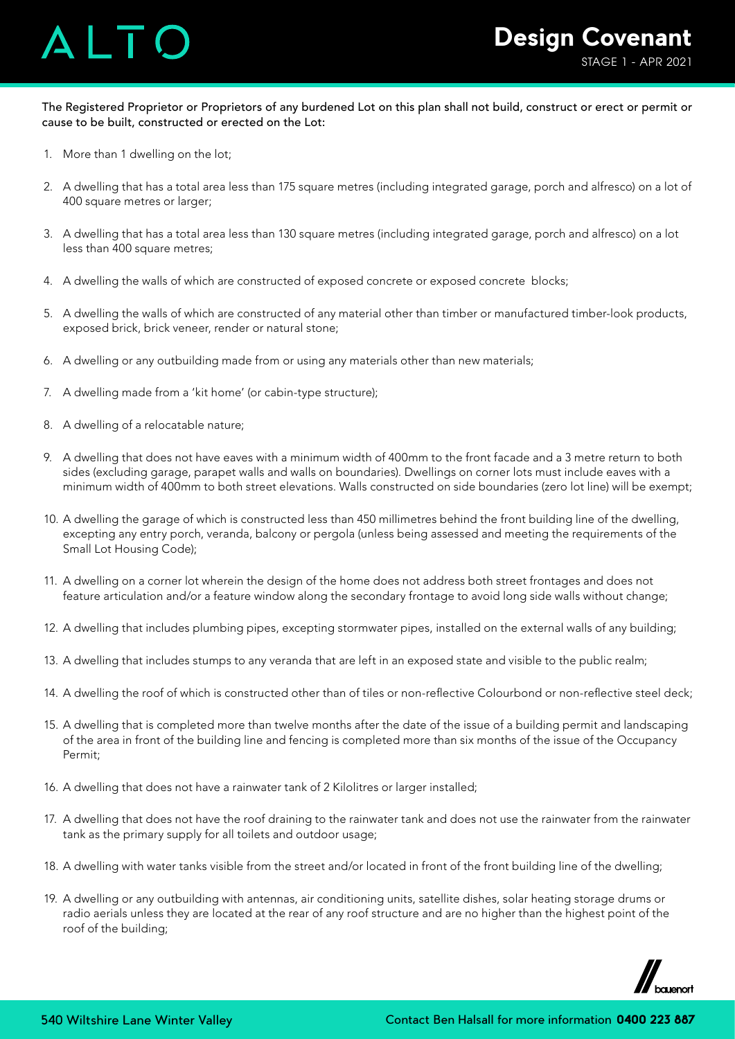# ALTO

# Design Covenant

STAGE 1 - APR 2021

The Registered Proprietor or Proprietors of any burdened Lot on this plan shall not build, construct or erect or permit or cause to be built, constructed or erected on the Lot:

1. More than 1 dwelling on the lot;
2. A dwelling that has a total area less than 175 square metres (including integrated garage, porch and alfresco) on a lot of 400 square metres or larger;
3. A dwelling that has a total area less than 130 square metres (including integrated garage, porch and alfresco) on a lot less than 400 square metres;
4. A dwelling the walls of which are constructed of exposed concrete or exposed concrete blocks;
5. A dwelling the walls of which are constructed of any material other than timber or manufactured timber-look products, exposed brick, brick veneer, render or natural stone;
6. A dwelling or any outbuilding made from or using any materials other than new materials;
7. A dwelling made from a 'kit home' (or cabin-type structure);
8. A dwelling of a relocatable nature;
9. A dwelling that does not have eaves with a minimum width of 400mm to the front facade and a 3 metre return to both sides (excluding garage, parapet walls and walls on boundaries). Dwellings on corner lots must include eaves with a minimum width of 400mm to both street elevations. Walls constructed on side boundaries (zero lot line) will be exempt;
10. A dwelling the garage of which is constructed less than 450 millimetres behind the front building line of the dwelling, excepting any entry porch, veranda, balcony or pergola (unless being assessed and meeting the requirements of the Small Lot Housing Code);
11. A dwelling on a corner lot wherein the design of the home does not address both street frontages and does not feature articulation and/or a feature window along the secondary frontage to avoid long side walls without change;
12. A dwelling that includes plumbing pipes, excepting stormwater pipes, installed on the external walls of any building;
13. A dwelling that includes stumps to any veranda that are left in an exposed state and visible to the public realm;
14. A dwelling the roof of which is constructed other than of tiles or non-reflective Colourbond or non-reflective steel deck;
15. A dwelling that is completed more than twelve months after the date of the issue of a building permit and landscaping of the area in front of the building line and fencing is completed more than six months of the issue of the Occupancy Permit;
16. A dwelling that does not have a rainwater tank of 2 Kilolitres or larger installed;
17. A dwelling that does not have the roof draining to the rainwater tank and does not use the rainwater from the rainwater tank as the primary supply for all toilets and outdoor usage;
18. A dwelling with water tanks visible from the street and/or located in front of the front building line of the dwelling;
19. A dwelling or any outbuilding with antennas, air conditioning units, satellite dishes, solar heating storage drums or radio aerials unless they are located at the rear of any roof structure and are no higher than the highest point of the roof of the building;

bauenort

540 Wiltshire Lane Winter Valley

Contact Ben Halsall for more information **0400 223 887**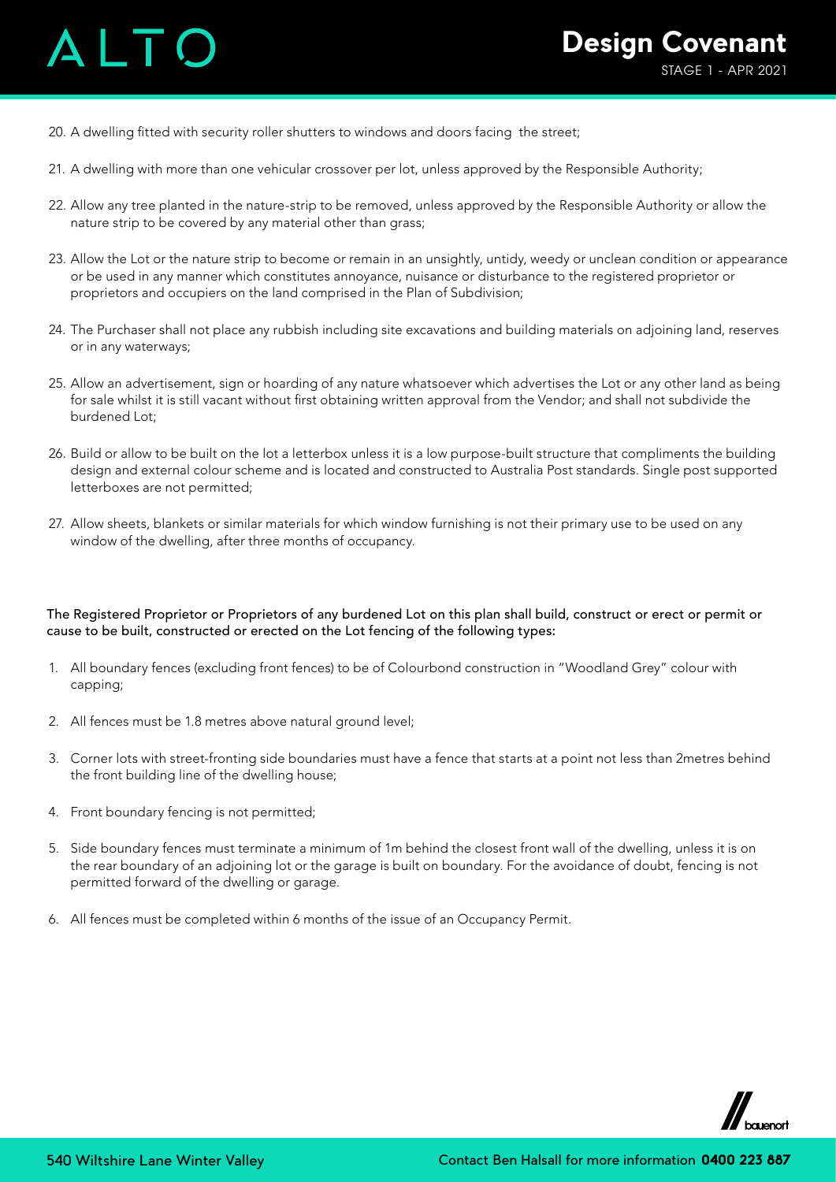20. A dwelling fitted with security roller shutters to windows and doors facing  the street;

21. A dwelling with more than one vehicular crossover per lot, unless approved by the Responsible Authority;

22. Allow any tree planted in the nature-strip to be removed, unless approved by the Responsible Authority or allow the nature strip to be covered by any material other than grass;

23. Allow the Lot or the nature strip to become or remain in an unsightly, untidy, weedy or unclean condition or appearance or be used in any manner which constitutes annoyance, nuisance or disturbance to the registered proprietor or proprietors and occupiers on the land comprised in the Plan of Subdivision;

24. The Purchaser shall not place any rubbish including site excavations and building materials on adjoining land, reserves or in any waterways;

25. Allow an advertisement, sign or hoarding of any nature whatsoever which advertises the Lot or any other land as being for sale whilst it is still vacant without first obtaining written approval from the Vendor; and shall not subdivide the burdened Lot;

26. Build or allow to be built on the lot a letterbox unless it is a low purpose-built structure that compliments the building design and external colour scheme and is located and constructed to Australia Post standards. Single post supported letterboxes are not permitted;

27. Allow sheets, blankets or similar materials for which window furnishing is not their primary use to be used on any window of the dwelling, after three months of occupancy.

The Registered Proprietor or Proprietors of any burdened Lot on this plan shall build, construct or erect or permit or cause to be built, constructed or erected on the Lot fencing of the following types:

1. All boundary fences (excluding front fences) to be of Colourbond construction in "Woodland Grey" colour with capping;

2. All fences must be 1.8 metres above natural ground level;

3. Corner lots with street-fronting side boundaries must have a fence that starts at a point not less than 2metres behind the front building line of the dwelling house;

4. Front boundary fencing is not permitted;

5. Side boundary fences must terminate a minimum of 1m behind the closest front wall of the dwelling, unless it is on the rear boundary of an adjoining lot or the garage is built on boundary. For the avoidance of doubt, fencing is not permitted forward of the dwelling or garage.

6. All fences must be completed within 6 months of the issue of an Occupancy Permit.